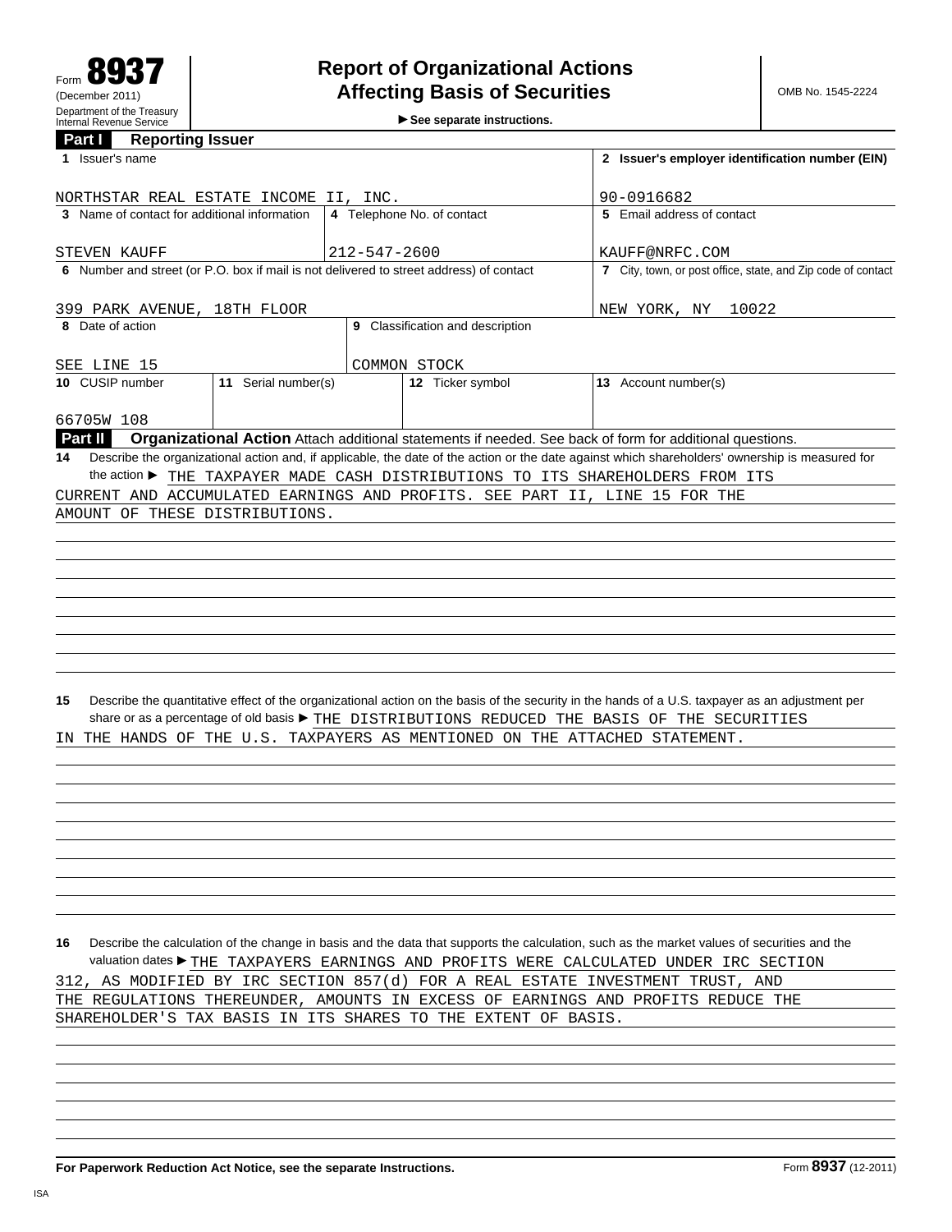Form **8937**
(December 2011)
Department of the Treasury
Internal Revenue Service

# Report of Organizational Actions Affecting Basis of Securities

► See separate instructions.

OMB No. 1545-2224

## Part I Reporting Issuer

| | | | |
|---|---|---|---|
| **1** Issuer's name<br>NORTHSTAR REAL ESTATE INCOME II, INC. | | | **2** Issuer's employer identification number (EIN)<br>90-0916682 |
| **3** Name of contact for additional information<br>STEVEN KAUFF | **4** Telephone No. of contact<br>212-547-2600 | | **5** Email address of contact<br>KAUFF@NRFC.COM |
| **6** Number and street (or P.O. box if mail is not delivered to street address) of contact<br>399 PARK AVENUE, 18TH FLOOR | | | **7** City, town, or post office, state, and Zip code of contact<br>NEW YORK, NY 10022 |
| **8** Date of action<br>SEE LINE 15 | **9** Classification and description<br>COMMON STOCK | | |
| **10** CUSIP number<br>66705W 108 | **11** Serial number(s) | **12** Ticker symbol | **13** Account number(s) |

## Part II Organizational Action

Attach additional statements if needed. See back of form for additional questions.

**14** Describe the organizational action and, if applicable, the date of the action or the date against which shareholders' ownership is measured for the action ► THE TAXPAYER MADE CASH DISTRIBUTIONS TO ITS SHAREHOLDERS FROM ITS CURRENT AND ACCUMULATED EARNINGS AND PROFITS. SEE PART II, LINE 15 FOR THE AMOUNT OF THESE DISTRIBUTIONS.

**15** Describe the quantitative effect of the organizational action on the basis of the security in the hands of a U.S. taxpayer as an adjustment per share or as a percentage of old basis ► THE DISTRIBUTIONS REDUCED THE BASIS OF THE SECURITIES IN THE HANDS OF THE U.S. TAXPAYERS AS MENTIONED ON THE ATTACHED STATEMENT.

**16** Describe the calculation of the change in basis and the data that supports the calculation, such as the market values of securities and the valuation dates ► THE TAXPAYERS EARNINGS AND PROFITS WERE CALCULATED UNDER IRC SECTION 312, AS MODIFIED BY IRC SECTION 857(d) FOR A REAL ESTATE INVESTMENT TRUST, AND THE REGULATIONS THEREUNDER, AMOUNTS IN EXCESS OF EARNINGS AND PROFITS REDUCE THE SHAREHOLDER'S TAX BASIS IN ITS SHARES TO THE EXTENT OF BASIS.

**For Paperwork Reduction Act Notice, see the separate Instructions.** Form **8937** (12-2011)

ISA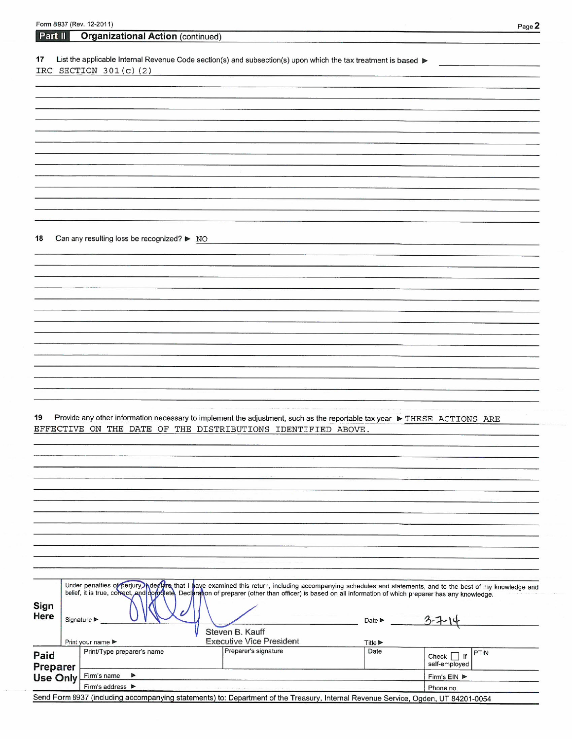Form 8937 (Rev. 12-2011)

## Part II Organizational Action (continued)

**17** List the applicable Internal Revenue Code section(s) and subsection(s) upon which the tax treatment is based ▶

IRC SECTION 301(c)(2)

**18** Can any resulting loss be recognized? ▶ NO

**19** Provide any other information necessary to implement the adjustment, such as the reportable tax year ▶ THESE ACTIONS ARE EFFECTIVE ON THE DATE OF THE DISTRIBUTIONS IDENTIFIED ABOVE.

**Sign Here**

Under penalties of perjury, I declare that I have examined this return, including accompanying schedules and statements, and to the best of my knowledge and belief, it is true, correct, and complete. Declaration of preparer (other than officer) is based on all information of which preparer has any knowledge.

Signature ▶ [signature] Date ▶ 3-7-14

Print your name ▶ Steven B. Kauff Title ▶ Executive Vice President

| **Paid Preparer Use Only** | Print/Type preparer's name | Preparer's signature | Date | Check ☐ if self-employed | PTIN |
|---|---|---|---|---|---|
| | Firm's name ▶ | | | Firm's EIN ▶ | |
| | Firm's address ▶ | | | Phone no. | |

Send Form 8937 (including accompanying statements) to: Department of the Treasury, Internal Revenue Service, Ogden, UT 84201-0054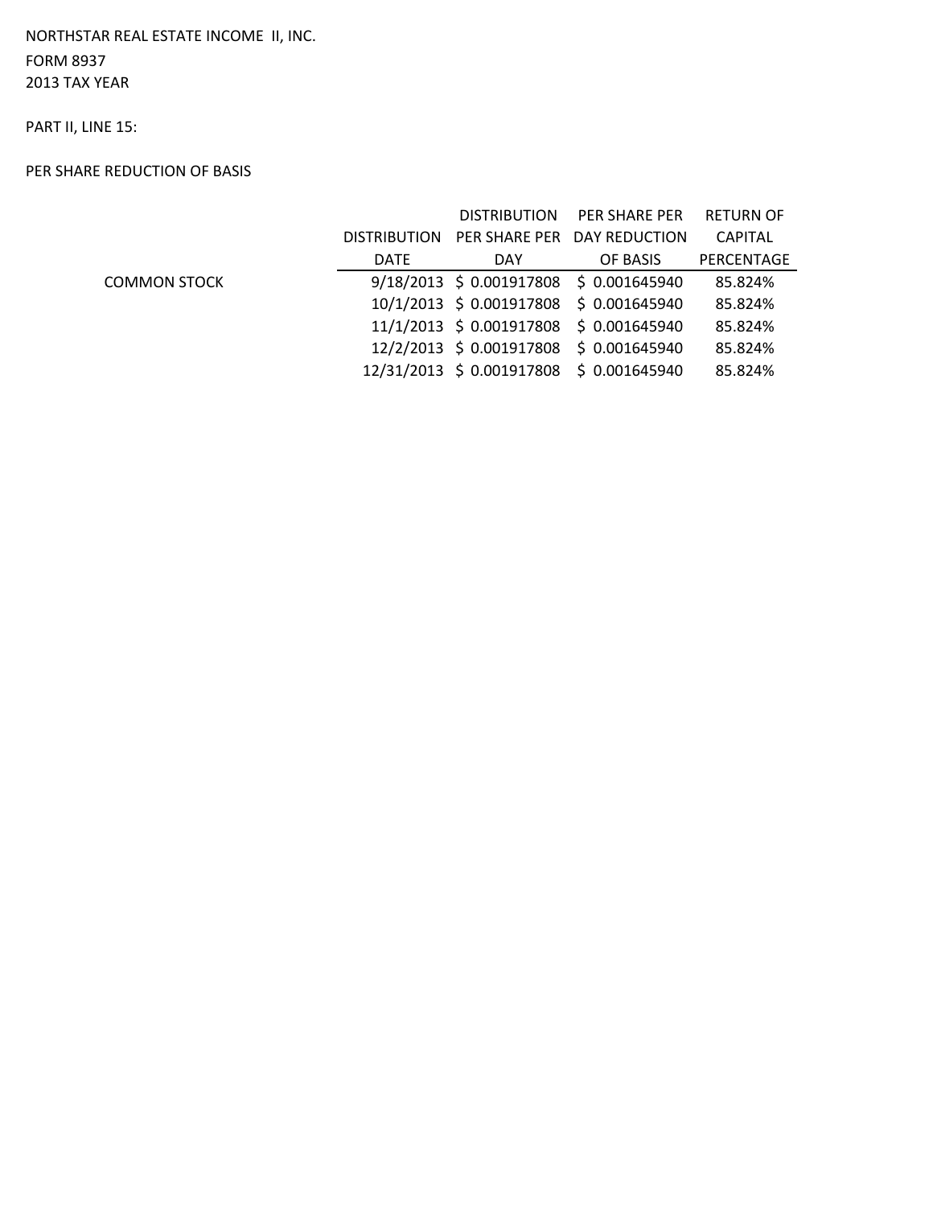NORTHSTAR REAL ESTATE INCOME II, INC.
FORM 8937
2013 TAX YEAR

PART II, LINE 15:

PER SHARE REDUCTION OF BASIS

| | DISTRIBUTION DATE | DISTRIBUTION PER SHARE PER DAY | PER SHARE PER DAY REDUCTION OF BASIS | RETURN OF CAPITAL PERCENTAGE |
|---|---|---|---|---|
| COMMON STOCK | 9/18/2013 | $ 0.001917808 | $ 0.001645940 | 85.824% |
| | 10/1/2013 | $ 0.001917808 | $ 0.001645940 | 85.824% |
| | 11/1/2013 | $ 0.001917808 | $ 0.001645940 | 85.824% |
| | 12/2/2013 | $ 0.001917808 | $ 0.001645940 | 85.824% |
| | 12/31/2013 | $ 0.001917808 | $ 0.001645940 | 85.824% |